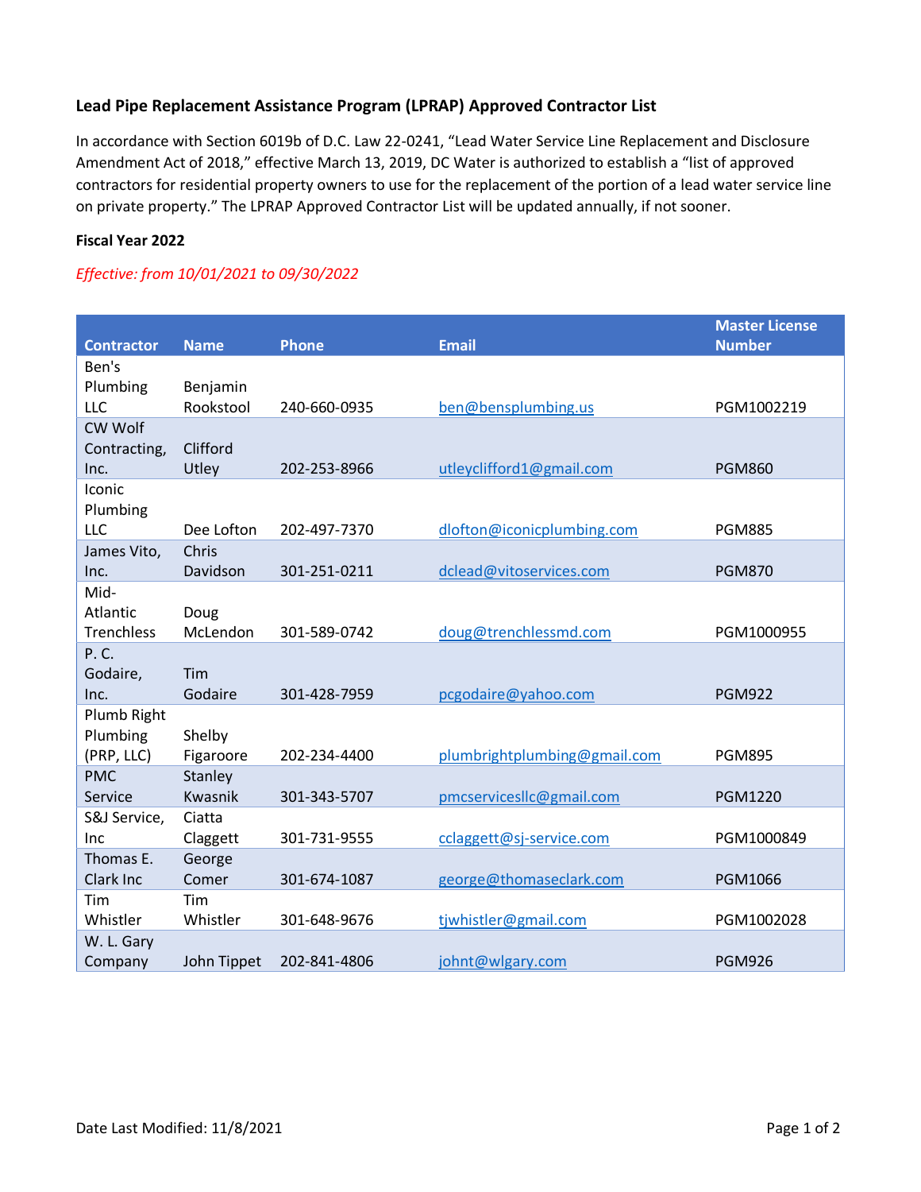## Lead Pipe Replacement Assistance Program (LPRAP) Approved Contractor List

In accordance with Section 6019b of D.C. Law 22-0241, "Lead Water Service Line Replacement and Disclosure Amendment Act of 2018," effective March 13, 2019, DC Water is authorized to establish a "list of approved contractors for residential property owners to use for the replacement of the portion of a lead water service line on private property." The LPRAP Approved Contractor List will be updated annually, if not sooner.

**Fiscal Year 2022**

*Effective: from 10/01/2021 to 09/30/2022*

| Contractor | Name | Phone | Email | Master License Number |
|---|---|---|---|---|
| Ben's Plumbing LLC | Benjamin Rookstool | 240-660-0935 | ben@bensplumbing.us | PGM1002219 |
| CW Wolf Contracting, Inc. | Clifford Utley | 202-253-8966 | utleyclifford1@gmail.com | PGM860 |
| Iconic Plumbing LLC | Dee Lofton | 202-497-7370 | dlofton@iconicplumbing.com | PGM885 |
| James Vito, Inc. | Chris Davidson | 301-251-0211 | dclead@vitoservices.com | PGM870 |
| Mid-Atlantic Trenchless | Doug McLendon | 301-589-0742 | doug@trenchlessmd.com | PGM1000955 |
| P. C. Godaire, Inc. | Tim Godaire | 301-428-7959 | pcgodaire@yahoo.com | PGM922 |
| Plumb Right Plumbing (PRP, LLC) | Shelby Figaroore | 202-234-4400 | plumbrightplumbing@gmail.com | PGM895 |
| PMC Service | Stanley Kwasnik | 301-343-5707 | pmcservicesllc@gmail.com | PGM1220 |
| S&J Service, Inc | Ciatta Claggett | 301-731-9555 | cclaggett@sj-service.com | PGM1000849 |
| Thomas E. Clark Inc | George Comer | 301-674-1087 | george@thomaseclark.com | PGM1066 |
| Tim Whistler | Tim Whistler | 301-648-9676 | tjwhistler@gmail.com | PGM1002028 |
| W. L. Gary Company | John Tippet | 202-841-4806 | johnt@wlgary.com | PGM926 |

Date Last Modified: 11/8/2021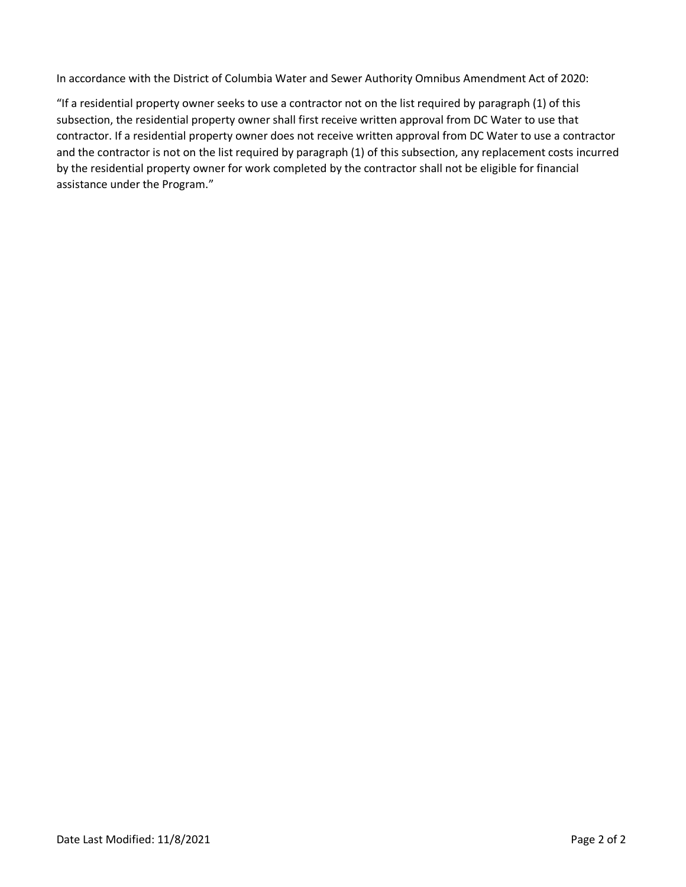In accordance with the District of Columbia Water and Sewer Authority Omnibus Amendment Act of 2020:

"If a residential property owner seeks to use a contractor not on the list required by paragraph (1) of this subsection, the residential property owner shall first receive written approval from DC Water to use that contractor. If a residential property owner does not receive written approval from DC Water to use a contractor and the contractor is not on the list required by paragraph (1) of this subsection, any replacement costs incurred by the residential property owner for work completed by the contractor shall not be eligible for financial assistance under the Program."

Date Last Modified: 11/8/2021